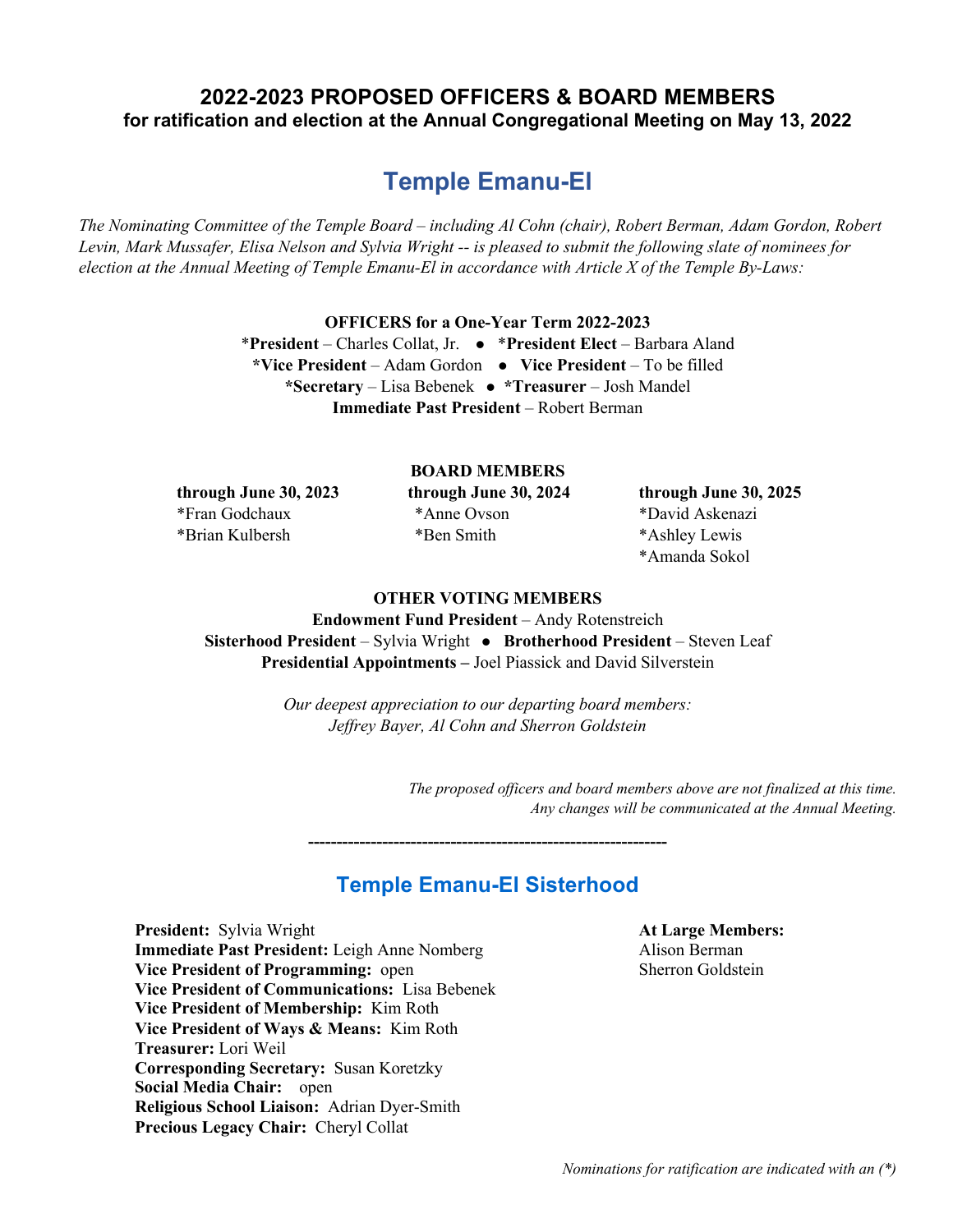# 2022-2023 PROPOSED OFFICERS & BOARD MEMBERS

**for ratification and election at the Annual Congregational Meeting on May 13, 2022**

## Temple Emanu-El

*The Nominating Committee of the Temple Board – including Al Cohn (chair), Robert Berman, Adam Gordon, Robert Levin, Mark Mussafer, Elisa Nelson and Sylvia Wright -- is pleased to submit the following slate of nominees for election at the Annual Meeting of Temple Emanu-El in accordance with Article X of the Temple By-Laws:*

**OFFICERS for a One-Year Term 2022-2023**

*__President__ – Charles Collat, Jr. ● *__President Elect__ – Barbara Aland
*__Vice President__ – Adam Gordon ● **Vice President** – To be filled
*__Secretary__ – Lisa Bebenek ● *__Treasurer__ – Josh Mandel
**Immediate Past President** – Robert Berman

**BOARD MEMBERS**

| through June 30, 2023 | through June 30, 2024 | through June 30, 2025 |
|---|---|---|
| *Fran Godchaux | *Anne Ovson | *David Askenazi |
| *Brian Kulbersh | *Ben Smith | *Ashley Lewis |
| | | *Amanda Sokol |

**OTHER VOTING MEMBERS**

**Endowment Fund President** – Andy Rotenstreich
**Sisterhood President** – Sylvia Wright ● **Brotherhood President** – Steven Leaf
**Presidential Appointments –** Joel Piassick and David Silverstein

*Our deepest appreciation to our departing board members:*
*Jeffrey Bayer, Al Cohn and Sherron Goldstein*

*The proposed officers and board members above are not finalized at this time.*
*Any changes will be communicated at the Annual Meeting.*

---------------------------------------------------------------

## Temple Emanu-El Sisterhood

**President:** Sylvia Wright
**Immediate Past President:** Leigh Anne Nomberg
**Vice President of Programming:** open
**Vice President of Communications:** Lisa Bebenek
**Vice President of Membership:** Kim Roth
**Vice President of Ways & Means:** Kim Roth
**Treasurer:** Lori Weil
**Corresponding Secretary:** Susan Koretzky
**Social Media Chair:** open
**Religious School Liaison:** Adrian Dyer-Smith
**Precious Legacy Chair:** Cheryl Collat

**At Large Members:**
Alison Berman
Sherron Goldstein

*Nominations for ratification are indicated with an (*)*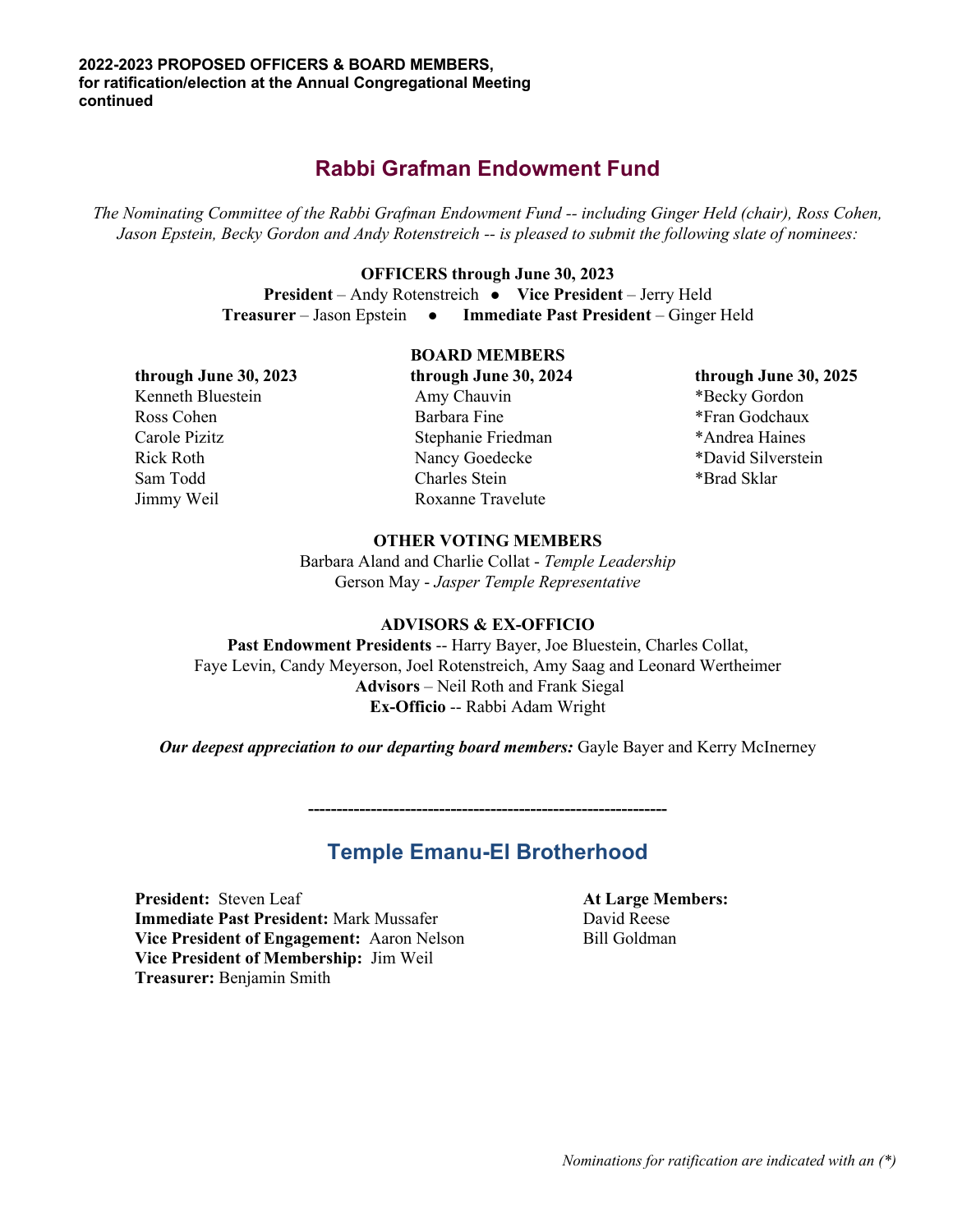**2022-2023 PROPOSED OFFICERS & BOARD MEMBERS, for ratification/election at the Annual Congregational Meeting continued**

## Rabbi Grafman Endowment Fund

*The Nominating Committee of the Rabbi Grafman Endowment Fund -- including Ginger Held (chair), Ross Cohen, Jason Epstein, Becky Gordon and Andy Rotenstreich -- is pleased to submit the following slate of nominees:*

**OFFICERS through June 30, 2023**

**President** – Andy Rotenstreich ● **Vice President** – Jerry Held
**Treasurer** – Jason Epstein ● **Immediate Past President** – Ginger Held

**BOARD MEMBERS**

| through June 30, 2023 | through June 30, 2024 | through June 30, 2025 |
|---|---|---|
| Kenneth Bluestein | Amy Chauvin | *Becky Gordon |
| Ross Cohen | Barbara Fine | *Fran Godchaux |
| Carole Pizitz | Stephanie Friedman | *Andrea Haines |
| Rick Roth | Nancy Goedecke | *David Silverstein |
| Sam Todd | Charles Stein | *Brad Sklar |
| Jimmy Weil | Roxanne Travelute | |

**OTHER VOTING MEMBERS**

Barbara Aland and Charlie Collat - *Temple Leadership*
Gerson May - *Jasper Temple Representative*

**ADVISORS & EX-OFFICIO**

**Past Endowment Presidents** -- Harry Bayer, Joe Bluestein, Charles Collat, Faye Levin, Candy Meyerson, Joel Rotenstreich, Amy Saag and Leonard Wertheimer
**Advisors** – Neil Roth and Frank Siegal
**Ex-Officio** -- Rabbi Adam Wright

***Our deepest appreciation to our departing board members:*** Gayle Bayer and Kerry McInerney

---

## Temple Emanu-El Brotherhood

**President:** Steven Leaf
**Immediate Past President:** Mark Mussafer
**Vice President of Engagement:** Aaron Nelson
**Vice President of Membership:** Jim Weil
**Treasurer:** Benjamin Smith

**At Large Members:**
David Reese
Bill Goldman

*Nominations for ratification are indicated with an (*)*